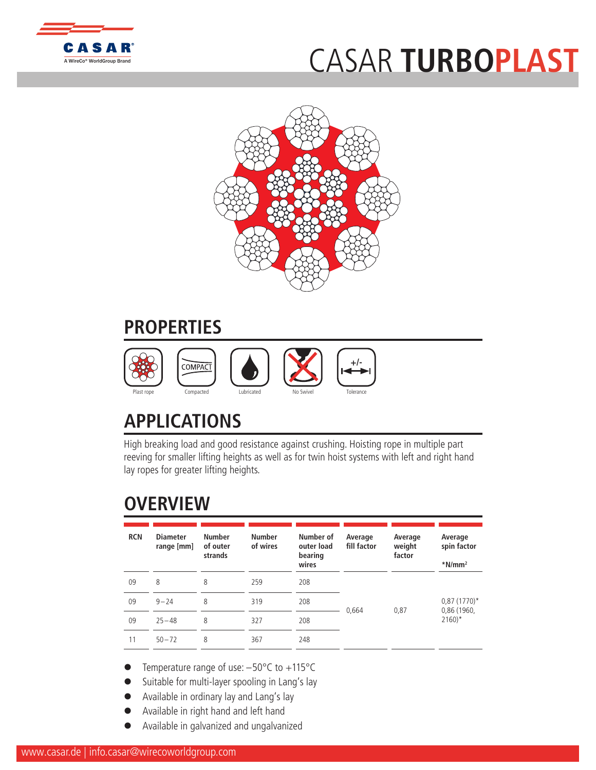# CASAR TURBOPLAST

## PROPERTIES

Plast rope | Compacted | Lubricated | No Swivel | Tolerance

## APPLICATIONS

High breaking load and good resistance against crushing. Hoisting rope in multiple part reeving for smaller lifting heights as well as for twin hoist systems with left and right hand lay ropes for greater lifting heights.

## OVERVIEW

| RCN | Diameter range [mm] | Number of outer strands | Number of wires | Number of outer load bearing wires | Average fill factor | Average weight factor | Average spin factor *N/mm² |
|---|---|---|---|---|---|---|---|
| 09 | 8 | 8 | 259 | 208 | 0,664 | 0,87 | 0,87 (1770)* 0,86 (1960, 2160)* |
| 09 | 9 – 24 | 8 | 319 | 208 | | | |
| 09 | 25 – 48 | 8 | 327 | 208 | | | |
| 11 | 50 – 72 | 8 | 367 | 248 | | | |

- Temperature range of use: –50°C to +115°C
- Suitable for multi-layer spooling in Lang's lay
- Available in ordinary lay and Lang's lay
- Available in right hand and left hand
- Available in galvanized and ungalvanized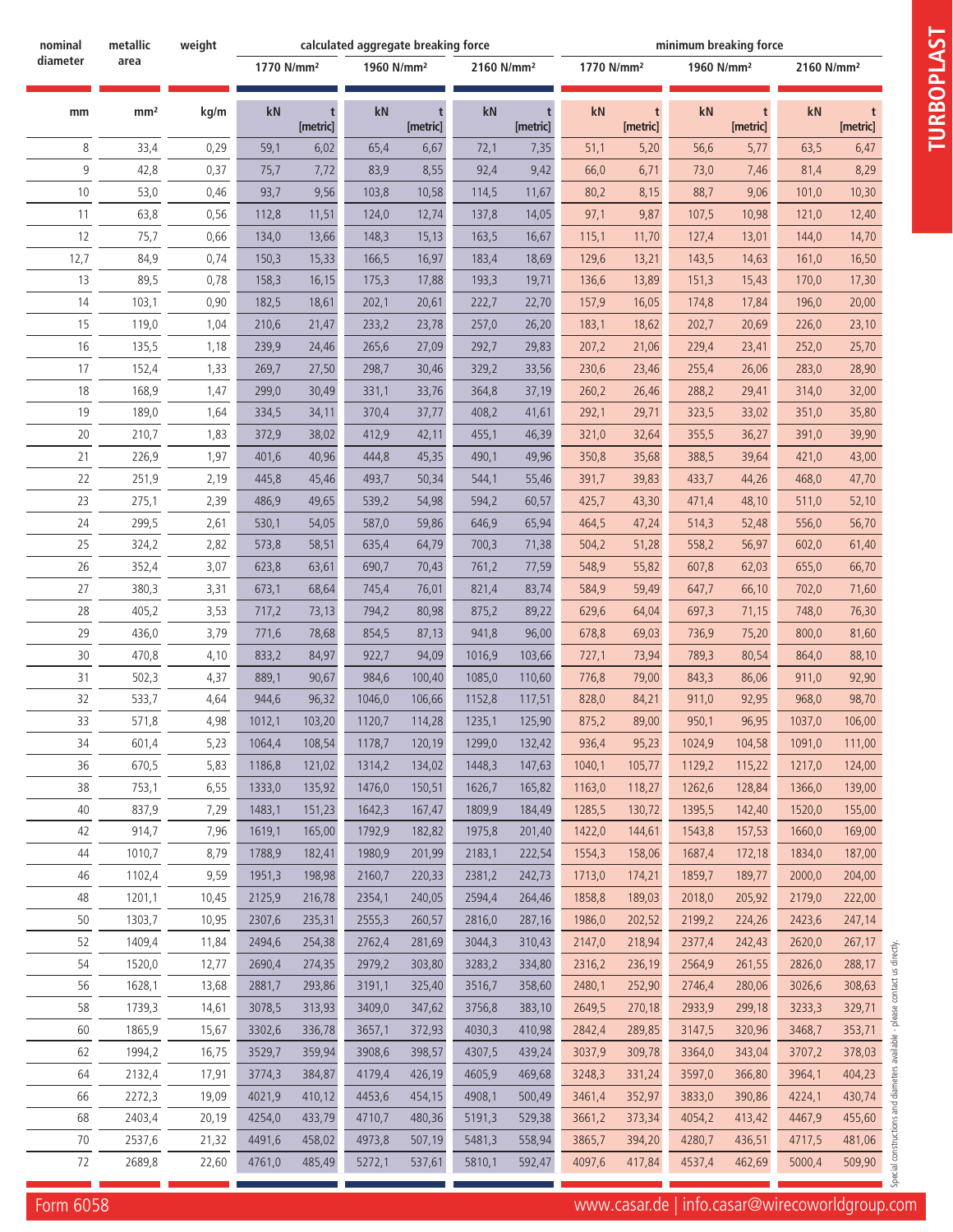| nominal diameter | metallic area | weight | calculated aggregate breaking force | | | | | | minimum breaking force | | | | | |
|---|---|---|---|---|---|---|---|---|---|---|---|---|---|---|
| | | | 1770 N/mm² | | 1960 N/mm² | | 2160 N/mm² | | 1770 N/mm² | | 1960 N/mm² | | 2160 N/mm² | |
| mm | mm² | kg/m | kN | t [metric] | kN | t [metric] | kN | t [metric] | kN | t [metric] | kN | t [metric] | kN | t [metric] |
| 8 | 33,4 | 0,29 | 59,1 | 6,02 | 65,4 | 6,67 | 72,1 | 7,35 | 51,1 | 5,20 | 56,6 | 5,77 | 63,5 | 6,47 |
| 9 | 42,8 | 0,37 | 75,7 | 7,72 | 83,9 | 8,55 | 92,4 | 9,42 | 66,0 | 6,71 | 73,0 | 7,46 | 81,4 | 8,29 |
| 10 | 53,0 | 0,46 | 93,7 | 9,56 | 103,8 | 10,58 | 114,5 | 11,67 | 80,2 | 8,15 | 88,7 | 9,06 | 101,0 | 10,30 |
| 11 | 63,8 | 0,56 | 112,8 | 11,51 | 124,0 | 12,74 | 137,8 | 14,05 | 97,1 | 9,87 | 107,5 | 10,98 | 121,0 | 12,40 |
| 12 | 75,7 | 0,66 | 134,0 | 13,66 | 148,3 | 15,13 | 163,5 | 16,67 | 115,1 | 11,70 | 127,4 | 13,01 | 144,0 | 14,70 |
| 12,7 | 84,9 | 0,74 | 150,3 | 15,33 | 166,5 | 16,97 | 183,4 | 18,69 | 129,6 | 13,21 | 143,5 | 14,63 | 161,0 | 16,50 |
| 13 | 89,5 | 0,78 | 158,3 | 16,15 | 175,3 | 17,88 | 193,3 | 19,71 | 136,6 | 13,89 | 151,3 | 15,43 | 170,0 | 17,30 |
| 14 | 103,1 | 0,90 | 182,5 | 18,61 | 202,1 | 20,61 | 222,7 | 22,70 | 157,9 | 16,05 | 174,8 | 17,84 | 196,0 | 20,00 |
| 15 | 119,0 | 1,04 | 210,6 | 21,47 | 233,2 | 23,78 | 257,0 | 26,20 | 183,1 | 18,62 | 202,7 | 20,69 | 226,0 | 23,10 |
| 16 | 135,5 | 1,18 | 239,9 | 24,46 | 265,6 | 27,09 | 292,7 | 29,83 | 207,2 | 21,06 | 229,4 | 23,41 | 252,0 | 25,70 |
| 17 | 152,4 | 1,33 | 269,7 | 27,50 | 298,7 | 30,46 | 329,2 | 33,56 | 230,6 | 23,46 | 255,4 | 26,06 | 283,0 | 28,90 |
| 18 | 168,9 | 1,47 | 299,0 | 30,49 | 331,1 | 33,76 | 364,8 | 37,19 | 260,2 | 26,46 | 288,2 | 29,41 | 314,0 | 32,00 |
| 19 | 189,0 | 1,64 | 334,5 | 34,11 | 370,4 | 37,77 | 408,2 | 41,61 | 292,1 | 29,71 | 323,5 | 33,02 | 351,0 | 35,80 |
| 20 | 210,7 | 1,83 | 372,9 | 38,02 | 412,9 | 42,11 | 455,1 | 46,39 | 321,0 | 32,64 | 355,5 | 36,27 | 391,0 | 39,90 |
| 21 | 226,9 | 1,97 | 401,6 | 40,96 | 444,8 | 45,35 | 490,1 | 49,96 | 350,8 | 35,68 | 388,5 | 39,64 | 421,0 | 43,00 |
| 22 | 251,9 | 2,19 | 445,8 | 45,46 | 493,7 | 50,34 | 544,1 | 55,46 | 391,7 | 39,83 | 433,7 | 44,26 | 468,0 | 47,70 |
| 23 | 275,1 | 2,39 | 486,9 | 49,65 | 539,2 | 54,98 | 594,2 | 60,57 | 425,7 | 43,30 | 471,4 | 48,10 | 511,0 | 52,10 |
| 24 | 299,5 | 2,61 | 530,1 | 54,05 | 587,0 | 59,86 | 646,9 | 65,94 | 464,5 | 47,24 | 514,3 | 52,48 | 556,0 | 56,70 |
| 25 | 324,2 | 2,82 | 573,8 | 58,51 | 635,4 | 64,79 | 700,3 | 71,38 | 504,2 | 51,28 | 558,2 | 56,97 | 602,0 | 61,40 |
| 26 | 352,4 | 3,07 | 623,8 | 63,61 | 690,7 | 70,43 | 761,2 | 77,59 | 548,9 | 55,82 | 607,8 | 62,03 | 655,0 | 66,70 |
| 27 | 380,3 | 3,31 | 673,1 | 68,64 | 745,4 | 76,01 | 821,4 | 83,74 | 584,9 | 59,49 | 647,7 | 66,10 | 702,0 | 71,60 |
| 28 | 405,2 | 3,53 | 717,2 | 73,13 | 794,2 | 80,98 | 875,2 | 89,22 | 629,6 | 64,04 | 697,3 | 71,15 | 748,0 | 76,30 |
| 29 | 436,0 | 3,79 | 771,6 | 78,68 | 854,5 | 87,13 | 941,8 | 96,00 | 678,8 | 69,03 | 736,9 | 75,20 | 800,0 | 81,60 |
| 30 | 470,8 | 4,10 | 833,2 | 84,97 | 922,7 | 94,09 | 1016,9 | 103,66 | 727,1 | 73,94 | 789,3 | 80,54 | 864,0 | 88,10 |
| 31 | 502,3 | 4,37 | 889,1 | 90,67 | 984,6 | 100,40 | 1085,0 | 110,60 | 776,8 | 79,00 | 843,3 | 86,06 | 911,0 | 92,90 |
| 32 | 533,7 | 4,64 | 944,6 | 96,32 | 1046,0 | 106,66 | 1152,8 | 117,51 | 828,0 | 84,21 | 911,0 | 92,95 | 968,0 | 98,70 |
| 33 | 571,8 | 4,98 | 1012,1 | 103,20 | 1120,7 | 114,28 | 1235,1 | 125,90 | 875,2 | 89,00 | 950,1 | 96,95 | 1037,0 | 106,00 |
| 34 | 601,4 | 5,23 | 1064,4 | 108,54 | 1178,7 | 120,19 | 1299,0 | 132,42 | 936,4 | 95,23 | 1024,9 | 104,58 | 1091,0 | 111,00 |
| 36 | 670,5 | 5,83 | 1186,8 | 121,02 | 1314,2 | 134,02 | 1448,3 | 147,63 | 1040,1 | 105,77 | 1129,2 | 115,22 | 1217,0 | 124,00 |
| 38 | 753,1 | 6,55 | 1333,0 | 135,92 | 1476,0 | 150,51 | 1626,7 | 165,82 | 1163,0 | 118,27 | 1262,6 | 128,84 | 1366,0 | 139,00 |
| 40 | 837,9 | 7,29 | 1483,1 | 151,23 | 1642,3 | 167,47 | 1809,9 | 184,49 | 1285,5 | 130,72 | 1395,5 | 142,40 | 1520,0 | 155,00 |
| 42 | 914,7 | 7,96 | 1619,1 | 165,00 | 1792,9 | 182,82 | 1975,8 | 201,40 | 1422,0 | 144,61 | 1543,8 | 157,53 | 1660,0 | 169,00 |
| 44 | 1010,7 | 8,79 | 1788,9 | 182,41 | 1980,9 | 201,99 | 2183,1 | 222,54 | 1554,3 | 158,06 | 1687,4 | 172,18 | 1834,0 | 187,00 |
| 46 | 1102,4 | 9,59 | 1951,3 | 198,98 | 2160,7 | 220,33 | 2381,2 | 242,73 | 1713,0 | 174,21 | 1859,7 | 189,77 | 2000,0 | 204,00 |
| 48 | 1201,1 | 10,45 | 2125,9 | 216,78 | 2354,1 | 240,05 | 2594,4 | 264,46 | 1858,8 | 189,03 | 2018,0 | 205,92 | 2179,0 | 222,00 |
| 50 | 1303,7 | 10,95 | 2307,6 | 235,31 | 2555,3 | 260,57 | 2816,0 | 287,16 | 1986,0 | 202,52 | 2199,2 | 224,26 | 2423,6 | 247,14 |
| 52 | 1409,4 | 11,84 | 2494,6 | 254,38 | 2762,4 | 281,69 | 3044,3 | 310,43 | 2147,0 | 218,94 | 2377,4 | 242,43 | 2620,0 | 267,17 |
| 54 | 1520,0 | 12,77 | 2690,4 | 274,35 | 2979,2 | 303,80 | 3283,2 | 334,80 | 2316,2 | 236,19 | 2564,9 | 261,55 | 2826,0 | 288,17 |
| 56 | 1628,1 | 13,68 | 2881,7 | 293,86 | 3191,1 | 325,40 | 3516,7 | 358,60 | 2480,1 | 252,90 | 2746,4 | 280,06 | 3026,6 | 308,63 |
| 58 | 1739,3 | 14,61 | 3078,5 | 313,93 | 3409,0 | 347,62 | 3756,8 | 383,10 | 2649,5 | 270,18 | 2933,9 | 299,18 | 3233,3 | 329,71 |
| 60 | 1865,9 | 15,67 | 3302,6 | 336,78 | 3657,1 | 372,93 | 4030,3 | 410,98 | 2842,4 | 289,85 | 3147,5 | 320,96 | 3468,7 | 353,71 |
| 62 | 1994,2 | 16,75 | 3529,7 | 359,94 | 3908,6 | 398,57 | 4307,5 | 439,24 | 3037,9 | 309,78 | 3364,0 | 343,04 | 3707,2 | 378,03 |
| 64 | 2132,4 | 17,91 | 3774,3 | 384,87 | 4179,4 | 426,19 | 4605,9 | 469,68 | 3248,3 | 331,24 | 3597,0 | 366,80 | 3964,1 | 404,23 |
| 66 | 2272,3 | 19,09 | 4021,9 | 410,12 | 4453,6 | 454,15 | 4908,1 | 500,49 | 3461,4 | 352,97 | 3833,0 | 390,86 | 4224,1 | 430,74 |
| 68 | 2403,4 | 20,19 | 4254,0 | 433,79 | 4710,7 | 480,36 | 5191,3 | 529,38 | 3661,2 | 373,34 | 4054,2 | 413,42 | 4467,9 | 455,60 |
| 70 | 2537,6 | 21,32 | 4491,6 | 458,02 | 4973,8 | 507,19 | 5481,3 | 558,94 | 3865,7 | 394,20 | 4280,7 | 436,51 | 4717,5 | 481,06 |
| 72 | 2689,8 | 22,60 | 4761,0 | 485,49 | 5272,1 | 537,61 | 5810,1 | 592,47 | 4097,6 | 417,84 | 4537,4 | 462,69 | 5000,4 | 509,90 |

Special constructions and diameters available - please contact us directly.

TURBOPLAST

Form 6058

www.casar.de | info.casar@wirecoworldgroup.com